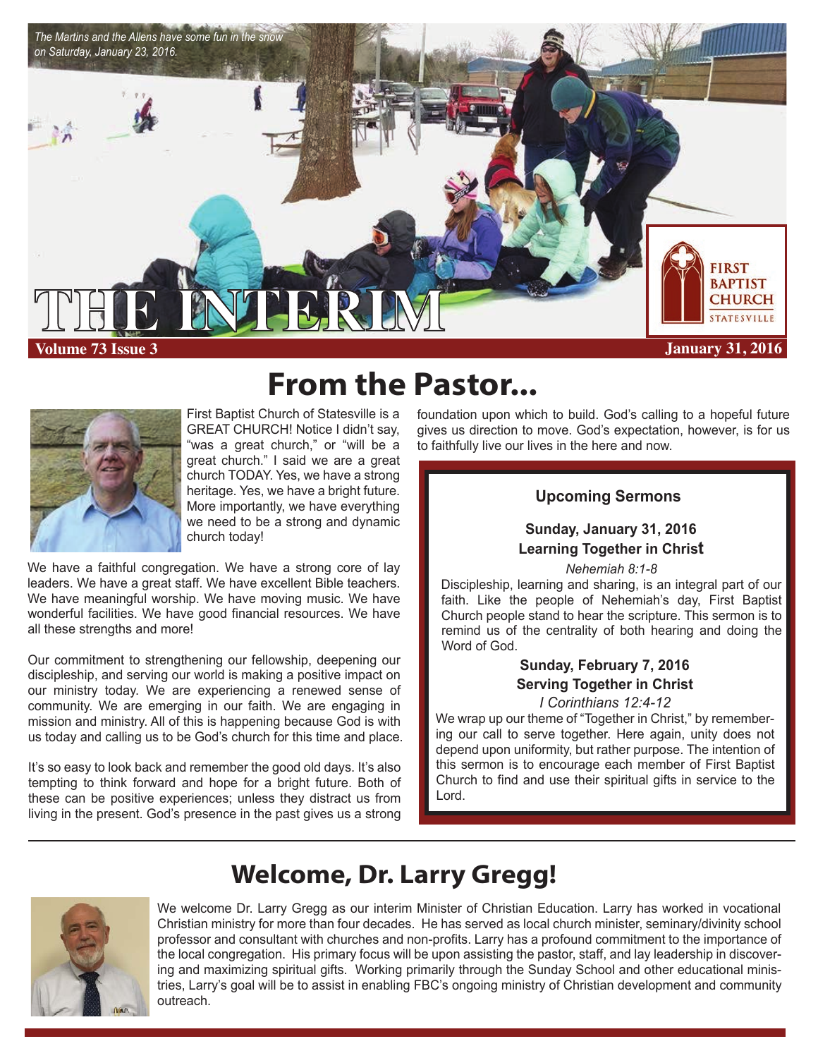*The Martins and the Allens have some fun in the snow on Saturday, January 23, 2016.*

# THE INTERIM

FIRST BAPTIST CHURCH STATESVILLE

**Volume 73 Issue 3** **January 31, 2016**

## From the Pastor...

First Baptist Church of Statesville is a GREAT CHURCH! Notice I didn't say, "was a great church," or "will be a great church." I said we are a great church TODAY. Yes, we have a strong heritage. Yes, we have a bright future. More importantly, we have everything we need to be a strong and dynamic church today!

We have a faithful congregation. We have a strong core of lay leaders. We have a great staff. We have excellent Bible teachers. We have meaningful worship. We have moving music. We have wonderful facilities. We have good financial resources. We have all these strengths and more!

Our commitment to strengthening our fellowship, deepening our discipleship, and serving our world is making a positive impact on our ministry today. We are experiencing a renewed sense of community. We are emerging in our faith. We are engaging in mission and ministry. All of this is happening because God is with us today and calling us to be God's church for this time and place.

It's so easy to look back and remember the good old days. It's also tempting to think forward and hope for a bright future. Both of these can be positive experiences; unless they distract us from living in the present. God's presence in the past gives us a strong foundation upon which to build. God's calling to a hopeful future gives us direction to move. God's expectation, however, is for us to faithfully live our lives in the here and now.

### Upcoming Sermons

**Sunday, January 31, 2016**
**Learning Together in Christ**
*Nehemiah 8:1-8*

Discipleship, learning and sharing, is an integral part of our faith. Like the people of Nehemiah's day, First Baptist Church people stand to hear the scripture. This sermon is to remind us of the centrality of both hearing and doing the Word of God.

**Sunday, February 7, 2016**
**Serving Together in Christ**
*I Corinthians 12:4-12*

We wrap up our theme of "Together in Christ," by remembering our call to serve together. Here again, unity does not depend upon uniformity, but rather purpose. The intention of this sermon is to encourage each member of First Baptist Church to find and use their spiritual gifts in service to the Lord.

## Welcome, Dr. Larry Gregg!

We welcome Dr. Larry Gregg as our interim Minister of Christian Education. Larry has worked in vocational Christian ministry for more than four decades. He has served as local church minister, seminary/divinity school professor and consultant with churches and non-profits. Larry has a profound commitment to the importance of the local congregation. His primary focus will be upon assisting the pastor, staff, and lay leadership in discovering and maximizing spiritual gifts. Working primarily through the Sunday School and other educational ministries, Larry's goal will be to assist in enabling FBC's ongoing ministry of Christian development and community outreach.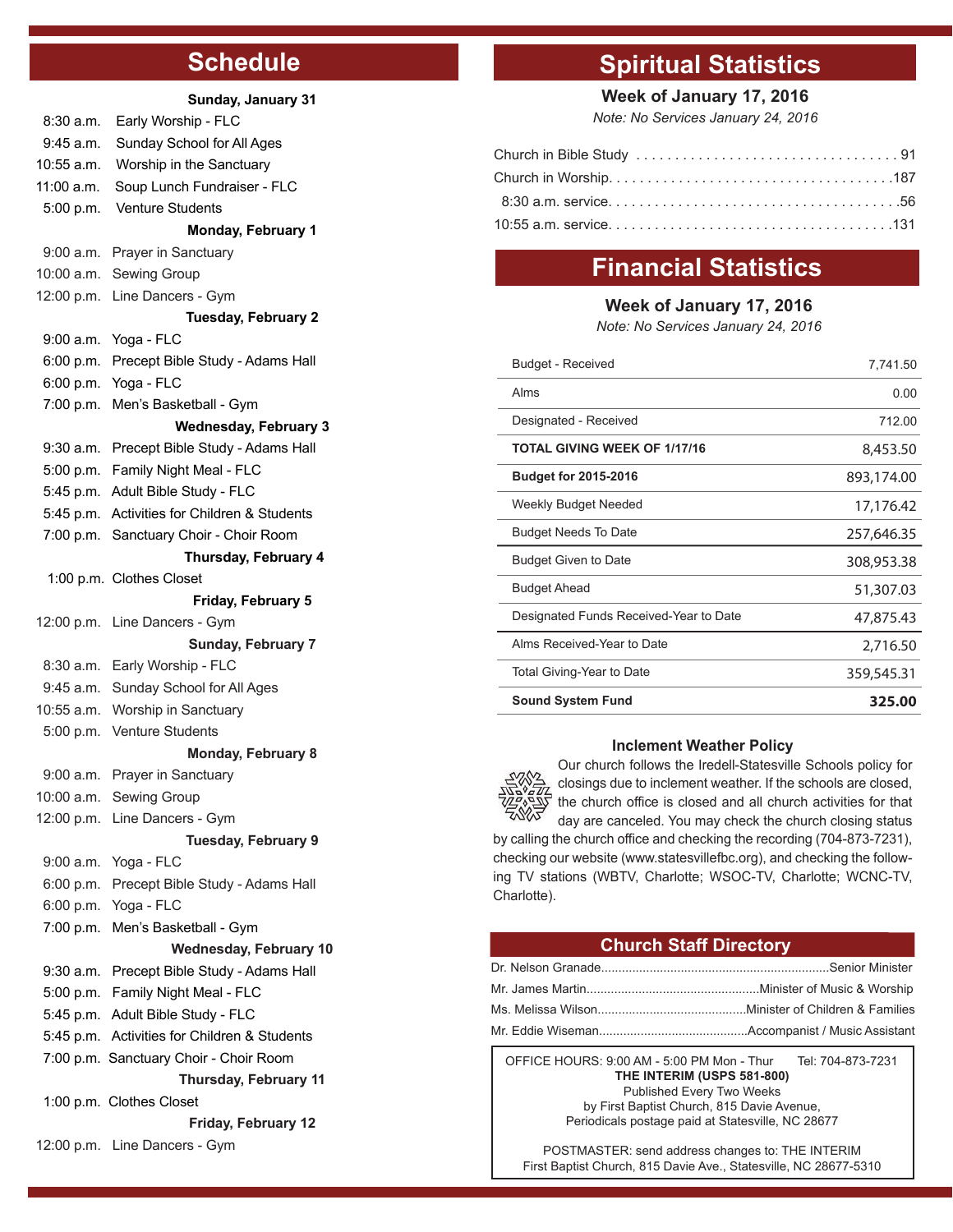## Schedule

**Sunday, January 31**

8:30 a.m. Early Worship - FLC
9:45 a.m. Sunday School for All Ages
10:55 a.m. Worship in the Sanctuary
11:00 a.m. Soup Lunch Fundraiser - FLC
5:00 p.m. Venture Students

**Monday, February 1**

9:00 a.m. Prayer in Sanctuary
10:00 a.m. Sewing Group
12:00 p.m. Line Dancers - Gym

**Tuesday, February 2**

9:00 a.m. Yoga - FLC
6:00 p.m. Precept Bible Study - Adams Hall
6:00 p.m. Yoga - FLC
7:00 p.m. Men's Basketball - Gym

**Wednesday, February 3**

9:30 a.m. Precept Bible Study - Adams Hall
5:00 p.m. Family Night Meal - FLC
5:45 p.m. Adult Bible Study - FLC
5:45 p.m. Activities for Children & Students
7:00 p.m. Sanctuary Choir - Choir Room

**Thursday, February 4**

1:00 p.m. Clothes Closet

**Friday, February 5**

12:00 p.m. Line Dancers - Gym

**Sunday, February 7**

8:30 a.m. Early Worship - FLC
9:45 a.m. Sunday School for All Ages
10:55 a.m. Worship in Sanctuary
5:00 p.m. Venture Students

**Monday, February 8**

9:00 a.m. Prayer in Sanctuary
10:00 a.m. Sewing Group
12:00 p.m. Line Dancers - Gym

**Tuesday, February 9**

9:00 a.m. Yoga - FLC
6:00 p.m. Precept Bible Study - Adams Hall
6:00 p.m. Yoga - FLC
7:00 p.m. Men's Basketball - Gym

**Wednesday, February 10**

9:30 a.m. Precept Bible Study - Adams Hall
5:00 p.m. Family Night Meal - FLC
5:45 p.m. Adult Bible Study - FLC
5:45 p.m. Activities for Children & Students
7:00 p.m. Sanctuary Choir - Choir Room

**Thursday, February 11**

1:00 p.m. Clothes Closet

**Friday, February 12**

12:00 p.m. Line Dancers - Gym

## Spiritual Statistics

**Week of January 17, 2016**

*Note: No Services January 24, 2016*

| | |
|---|---|
| Church in Bible Study | 91 |
| Church in Worship | 187 |
| 8:30 a.m. service | 56 |
| 10:55 a.m. service | 131 |

## Financial Statistics

**Week of January 17, 2016**

*Note: No Services January 24, 2016*

| | |
|---|---|
| Budget - Received | 7,741.50 |
| Alms | 0.00 |
| Designated - Received | 712.00 |
| **TOTAL GIVING WEEK OF 1/17/16** | 8,453.50 |
| **Budget for 2015-2016** | 893,174.00 |
| Weekly Budget Needed | 17,176.42 |
| Budget Needs To Date | 257,646.35 |
| Budget Given to Date | 308,953.38 |
| Budget Ahead | 51,307.03 |
| Designated Funds Received-Year to Date | 47,875.43 |
| Alms Received-Year to Date | 2,716.50 |
| Total Giving-Year to Date | 359,545.31 |
| **Sound System Fund** | **325.00** |

### Inclement Weather Policy

Our church follows the Iredell-Statesville Schools policy for closings due to inclement weather. If the schools are closed, the church office is closed and all church activities for that day are canceled. You may check the church closing status by calling the church office and checking the recording (704-873-7231), checking our website (www.statesvillefbc.org), and checking the following TV stations (WBTV, Charlotte; WSOC-TV, Charlotte; WCNC-TV, Charlotte).

## Church Staff Directory

Dr. Nelson Granade....Senior Minister
Mr. James Martin....Minister of Music & Worship
Ms. Melissa Wilson....Minister of Children & Families
Mr. Eddie Wiseman....Accompanist / Music Assistant

OFFICE HOURS: 9:00 AM - 5:00 PM Mon - Thur Tel: 704-873-7231

**THE INTERIM (USPS 581-800)**
Published Every Two Weeks
by First Baptist Church, 815 Davie Avenue,
Periodicals postage paid at Statesville, NC 28677

POSTMASTER: send address changes to: THE INTERIM
First Baptist Church, 815 Davie Ave., Statesville, NC 28677-5310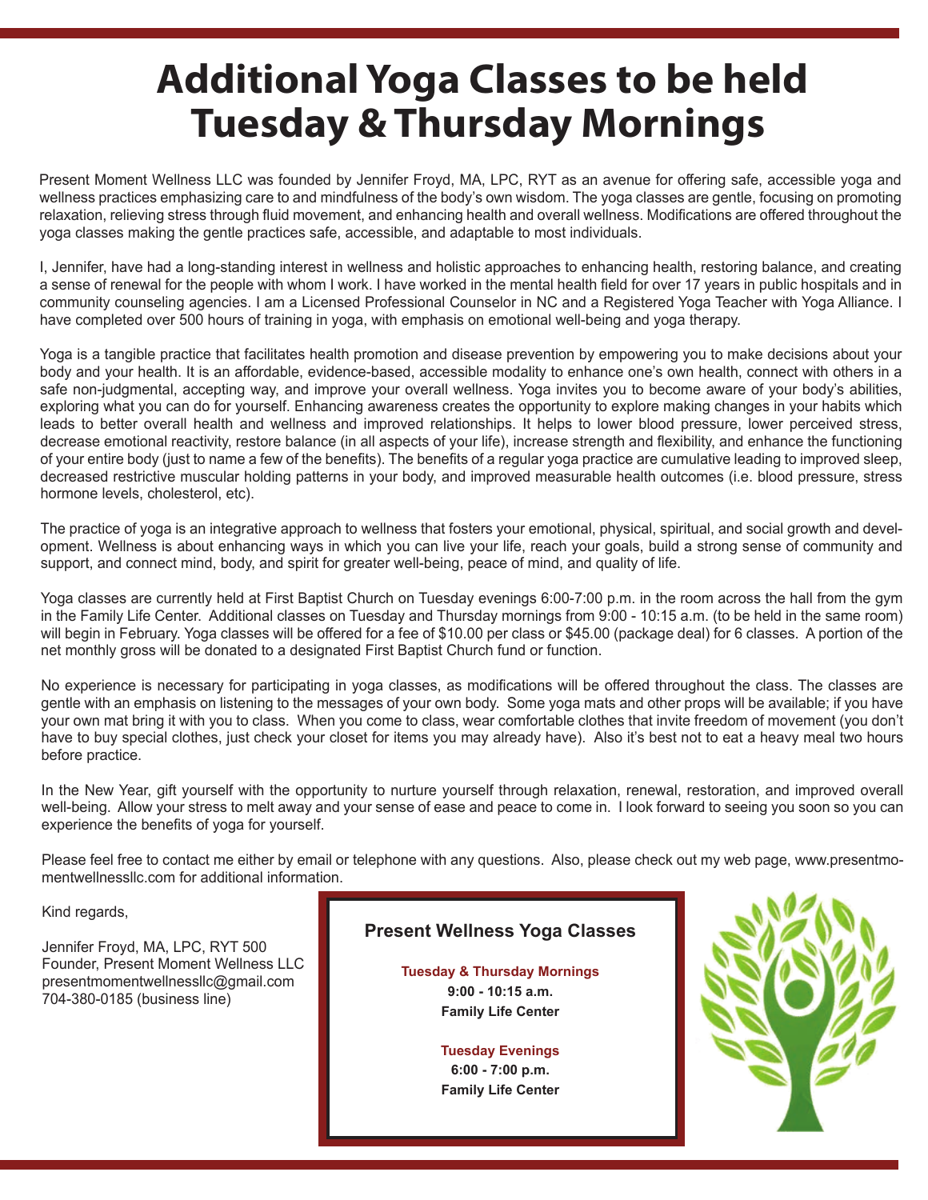# Additional Yoga Classes to be held Tuesday & Thursday Mornings

Present Moment Wellness LLC was founded by Jennifer Froyd, MA, LPC, RYT as an avenue for offering safe, accessible yoga and wellness practices emphasizing care to and mindfulness of the body's own wisdom. The yoga classes are gentle, focusing on promoting relaxation, relieving stress through fluid movement, and enhancing health and overall wellness. Modifications are offered throughout the yoga classes making the gentle practices safe, accessible, and adaptable to most individuals.

I, Jennifer, have had a long-standing interest in wellness and holistic approaches to enhancing health, restoring balance, and creating a sense of renewal for the people with whom I work. I have worked in the mental health field for over 17 years in public hospitals and in community counseling agencies. I am a Licensed Professional Counselor in NC and a Registered Yoga Teacher with Yoga Alliance. I have completed over 500 hours of training in yoga, with emphasis on emotional well-being and yoga therapy.

Yoga is a tangible practice that facilitates health promotion and disease prevention by empowering you to make decisions about your body and your health. It is an affordable, evidence-based, accessible modality to enhance one's own health, connect with others in a safe non-judgmental, accepting way, and improve your overall wellness. Yoga invites you to become aware of your body's abilities, exploring what you can do for yourself. Enhancing awareness creates the opportunity to explore making changes in your habits which leads to better overall health and wellness and improved relationships. It helps to lower blood pressure, lower perceived stress, decrease emotional reactivity, restore balance (in all aspects of your life), increase strength and flexibility, and enhance the functioning of your entire body (just to name a few of the benefits). The benefits of a regular yoga practice are cumulative leading to improved sleep, decreased restrictive muscular holding patterns in your body, and improved measurable health outcomes (i.e. blood pressure, stress hormone levels, cholesterol, etc).

The practice of yoga is an integrative approach to wellness that fosters your emotional, physical, spiritual, and social growth and development. Wellness is about enhancing ways in which you can live your life, reach your goals, build a strong sense of community and support, and connect mind, body, and spirit for greater well-being, peace of mind, and quality of life.

Yoga classes are currently held at First Baptist Church on Tuesday evenings 6:00-7:00 p.m. in the room across the hall from the gym in the Family Life Center. Additional classes on Tuesday and Thursday mornings from 9:00 - 10:15 a.m. (to be held in the same room) will begin in February. Yoga classes will be offered for a fee of $10.00 per class or $45.00 (package deal) for 6 classes. A portion of the net monthly gross will be donated to a designated First Baptist Church fund or function.

No experience is necessary for participating in yoga classes, as modifications will be offered throughout the class. The classes are gentle with an emphasis on listening to the messages of your own body. Some yoga mats and other props will be available; if you have your own mat bring it with you to class. When you come to class, wear comfortable clothes that invite freedom of movement (you don't have to buy special clothes, just check your closet for items you may already have). Also it's best not to eat a heavy meal two hours before practice.

In the New Year, gift yourself with the opportunity to nurture yourself through relaxation, renewal, restoration, and improved overall well-being. Allow your stress to melt away and your sense of ease and peace to come in. I look forward to seeing you soon so you can experience the benefits of yoga for yourself.

Please feel free to contact me either by email or telephone with any questions. Also, please check out my web page, www.presentmomentwellnessllc.com for additional information.

Kind regards,

Jennifer Froyd, MA, LPC, RYT 500
Founder, Present Moment Wellness LLC
presentmomentwellnessllc@gmail.com
704-380-0185 (business line)

### Present Wellness Yoga Classes

**Tuesday & Thursday Mornings**
**9:00 - 10:15 a.m.**
**Family Life Center**

**Tuesday Evenings**
**6:00 - 7:00 p.m.**
**Family Life Center**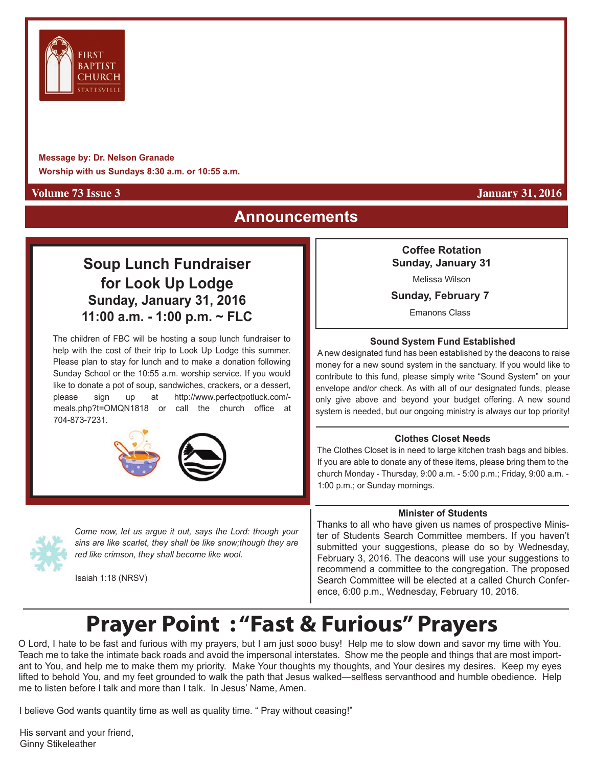FIRST BAPTIST CHURCH STATESVILLE

**Message by: Dr. Nelson Granade**
**Worship with us Sundays 8:30 a.m. or 10:55 a.m.**

**Volume 73 Issue 3** **January 31, 2016**

# Announcements

## Soup Lunch Fundraiser for Look Up Lodge
### Sunday, January 31, 2016
### 11:00 a.m. - 1:00 p.m. ~ FLC

The children of FBC will be hosting a soup lunch fundraiser to help with the cost of their trip to Look Up Lodge this summer. Please plan to stay for lunch and to make a donation following Sunday School or the 10:55 a.m. worship service. If you would like to donate a pot of soup, sandwiches, crackers, or a dessert, please sign up at http://www.perfectpotluck.com/meals.php?t=OMQN1818 or call the church office at 704-873-7231.

*Come now, let us argue it out, says the Lord: though your sins are like scarlet, they shall be like snow;though they are red like crimson, they shall become like wool.*

Isaiah 1:18 (NRSV)

**Coffee Rotation**
**Sunday, January 31**
Melissa Wilson
**Sunday, February 7**
Emanons Class

**Sound System Fund Established**

A new designated fund has been established by the deacons to raise money for a new sound system in the sanctuary. If you would like to contribute to this fund, please simply write "Sound System" on your envelope and/or check. As with all of our designated funds, please only give above and beyond your budget offering. A new sound system is needed, but our ongoing ministry is always our top priority!

**Clothes Closet Needs**

The Clothes Closet is in need to large kitchen trash bags and bibles. If you are able to donate any of these items, please bring them to the church Monday - Thursday, 9:00 a.m. - 5:00 p.m.; Friday, 9:00 a.m. - 1:00 p.m.; or Sunday mornings.

**Minister of Students**

Thanks to all who have given us names of prospective Minister of Students Search Committee members. If you haven't submitted your suggestions, please do so by Wednesday, February 3, 2016. The deacons will use your suggestions to recommend a committee to the congregation. The proposed Search Committee will be elected at a called Church Conference, 6:00 p.m., Wednesday, February 10, 2016.

# Prayer Point :"Fast & Furious" Prayers

O Lord, I hate to be fast and furious with my prayers, but I am just sooo busy! Help me to slow down and savor my time with You. Teach me to take the intimate back roads and avoid the impersonal interstates. Show me the people and things that are most important to You, and help me to make them my priority. Make Your thoughts my thoughts, and Your desires my desires. Keep my eyes lifted to behold You, and my feet grounded to walk the path that Jesus walked—selfless servanthood and humble obedience. Help me to listen before I talk and more than I talk. In Jesus' Name, Amen.

I believe God wants quantity time as well as quality time. " Pray without ceasing!"

His servant and your friend,
Ginny Stikeleather